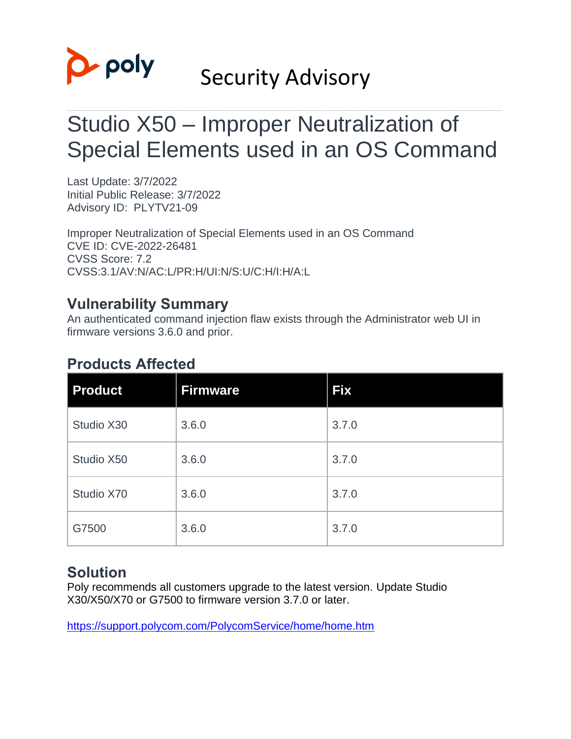poly

# Security Advisory

## Studio X50 – Improper Neutralization of Special Elements used in an OS Command

Last Update: 3/7/2022
Initial Public Release: 3/7/2022
Advisory ID: PLYTV21-09

Improper Neutralization of Special Elements used in an OS Command
CVE ID: CVE-2022-26481
CVSS Score: 7.2
CVSS:3.1/AV:N/AC:L/PR:H/UI:N/S:U/C:H/I:H/A:L

### Vulnerability Summary

An authenticated command injection flaw exists through the Administrator web UI in firmware versions 3.6.0 and prior.

### Products Affected

| Product | Firmware | Fix |
| --- | --- | --- |
| Studio X30 | 3.6.0 | 3.7.0 |
| Studio X50 | 3.6.0 | 3.7.0 |
| Studio X70 | 3.6.0 | 3.7.0 |
| G7500 | 3.6.0 | 3.7.0 |

### Solution

Poly recommends all customers upgrade to the latest version. Update Studio X30/X50/X70 or G7500 to firmware version 3.7.0 or later.

https://support.polycom.com/PolycomService/home/home.htm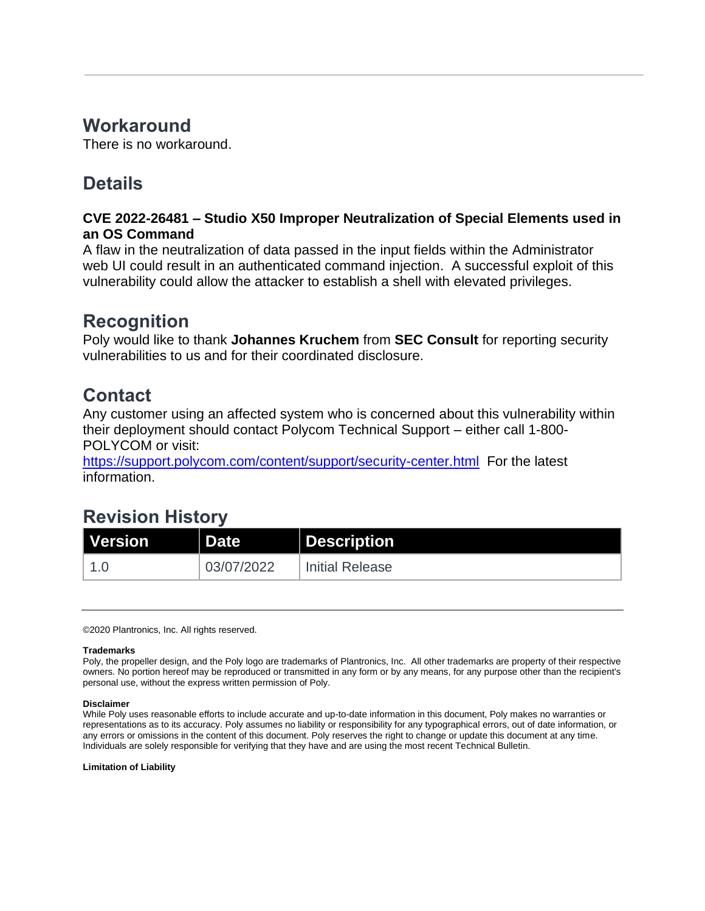## Workaround

There is no workaround.

## Details

**CVE 2022-26481 – Studio X50 Improper Neutralization of Special Elements used in an OS Command**

A flaw in the neutralization of data passed in the input fields within the Administrator web UI could result in an authenticated command injection. A successful exploit of this vulnerability could allow the attacker to establish a shell with elevated privileges.

## Recognition

Poly would like to thank **Johannes Kruchem** from **SEC Consult** for reporting security vulnerabilities to us and for their coordinated disclosure.

## Contact

Any customer using an affected system who is concerned about this vulnerability within their deployment should contact Polycom Technical Support – either call 1-800-POLYCOM or visit:
https://support.polycom.com/content/support/security-center.html For the latest information.

## Revision History

| Version | Date | Description |
|---|---|---|
| 1.0 | 03/07/2022 | Initial Release |

©2020 Plantronics, Inc. All rights reserved.

**Trademarks**

Poly, the propeller design, and the Poly logo are trademarks of Plantronics, Inc. All other trademarks are property of their respective owners. No portion hereof may be reproduced or transmitted in any form or by any means, for any purpose other than the recipient's personal use, without the express written permission of Poly.

**Disclaimer**

While Poly uses reasonable efforts to include accurate and up-to-date information in this document, Poly makes no warranties or representations as to its accuracy. Poly assumes no liability or responsibility for any typographical errors, out of date information, or any errors or omissions in the content of this document. Poly reserves the right to change or update this document at any time. Individuals are solely responsible for verifying that they have and are using the most recent Technical Bulletin.

**Limitation of Liability**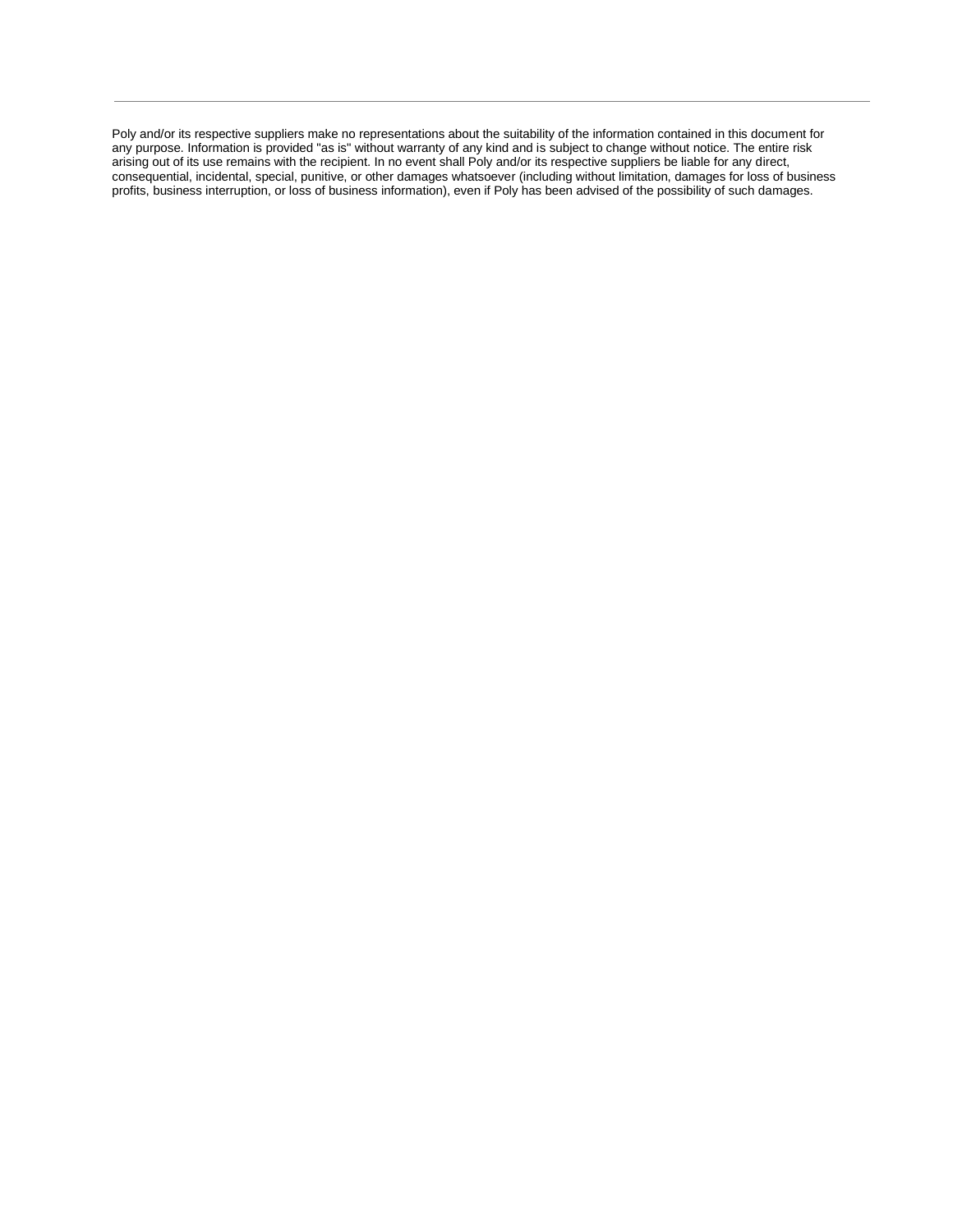Poly and/or its respective suppliers make no representations about the suitability of the information contained in this document for any purpose. Information is provided "as is" without warranty of any kind and is subject to change without notice. The entire risk arising out of its use remains with the recipient. In no event shall Poly and/or its respective suppliers be liable for any direct, consequential, incidental, special, punitive, or other damages whatsoever (including without limitation, damages for loss of business profits, business interruption, or loss of business information), even if Poly has been advised of the possibility of such damages.